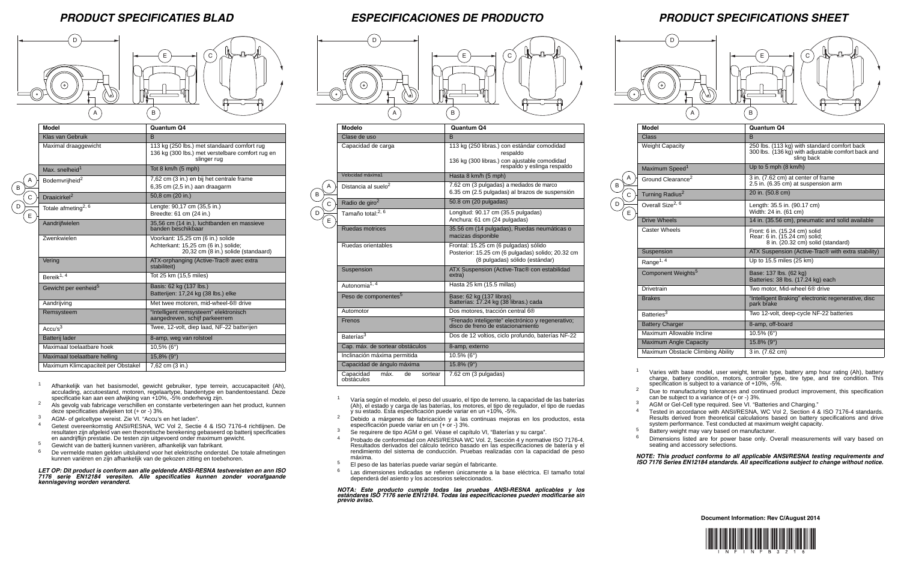# PRODUCT SPECIFICATIES BLAD

| Model | Quantum Q4 |
| --- | --- |
| Klas van Gebruik | B |
| Maximal draaggewicht | 113 kg (250 lbs.) met standaard comfort rug<br>136 kg (300 lbs.) met verstelbare comfort rug en slinger rug |
| Max. snelheid[1] | Tot 8 km/h (5 mph) |
| Bodemvrijheid[2] | 7,62 cm (3 in.) en bij het centrale frame<br>6,35 cm (2,5 in.) aan draagarm |
| Draaicirkel[2] | 50,8 cm (20 in.) |
| Totale afmeting[2, 6] | Lengte: 90,17 cm (35,5 in.)<br>Breedte: 61 cm (24 in.) |
| Aandrijfwielen | 35,56 cm (14 in.), luchtbanden en massieve banden beschikbaar |
| Zwenkwielen | Voorkant: 15,25 cm (6 in.) solide<br>Achterkant: 15,25 cm (6 in.) solide; 20,32 cm (8 in.) solide (standaard) |
| Vering | ATX-orphanging (Active-Trac® avec extra stabiliteit) |
| Bereik[1, 4] | Tot 25 km (15,5 miles) |
| Gewicht per eenheid[5] | Basis: 62 kg (137 lbs.)<br>Batterijen: 17,24 kg (38 lbs.) elke |
| Aandrijving | Met twee motoren, mid-wheel-6® drive |
| Remsysteem | "Intelligent remsysteem" elektronisch aangedreven, schijf parkeerrem |
| Accu's[3] | Twee, 12-volt, diep laad, NF-22 batterijen |
| Batterij lader | 8-amp, weg van rolstoel |
| Maximaal toelaatbare hoek | 10,5% (6°) |
| Maximaal toelaatbare helling | 15,8% (9°) |
| Maximum Klimcapaciteit per Obstakel | 7,62 cm (3 in.) |

1. Afhankelijk van het basismodel, gewicht gebruiker, type terrein, accucapaciteit (Ah), acculading, accutoestand, motoren, regelaartype, bandentype en bandentoestand. Deze specificatie kan aan een afwijking van +10%, -5% onderhevig zijn.
2. Als gevolg vab fabricage verschillen en constante verbeteringen aan het product, kunnen deze specificaties afwijeken tot (+ or -) 3%.
3. AGM- of gelceltype vereist. Zie VI. "Accu's en het laden".
4. Getest overeenkomstig ANSI/RESNA, WC Vol 2, Sectie 4 & ISO 7176-4 richtlijnen. De resultaten zijn afgeleid van een theoretische berekening gebaseerd op batterij specificaties en aandrijflijn prestatie. De testen zijn uitgevoerd onder maximum gewicht.
5. Gewicht van de batterij kunnen variëren, afhankelijk van fabrikant.
6. De vermelde maten gelden uitsluitend voor het elektrische onderstel. De totale afmetingen kunnen variëren en zijn afhankelijk van de gekozen zitting en toebehoren.

***LET OP: Dit product is conform aan alle geldende ANSI-RESNA testvereisten en ann ISO 7176 serie EN12184 veresiten. Alle specificaties kunnen zonder voorafgaande kennisgeving worden veranderd.***

# ESPECIFICACIONES DE PRODUCTO

| Modelo | Quantum Q4 |
| --- | --- |
| Clase de uso | B |
| Capacidad de carga | 113 kg (250 libras.) con estándar comodidad respaldo<br>136 kg (300 libras.) con ajustable comodidad respaldo y eslinga respaldo |
| Velocidad máxima1 | Hasta 8 km/h (5 mph) |
| Distancia al suelo[2] | 7.62 cm (3 pulgadas) a mediados de marco<br>6.35 cm (2.5 pulgadas) al brazos de suspensión |
| Radio de giro[2] | 50.8 cm (20 pulgadas) |
| Tamaño total:[2, 6] | Longitud: 90.17 cm (35.5 pulgadas)<br>Anchura: 61 cm (24 pulgadas) |
| Ruedas motrices | 35.56 cm (14 pulgadas), Ruedas neumáticas o macizas disponible |
| Ruedas orientables | Frontal: 15.25 cm (6 pulgadas) sólido<br>Posterior: 15.25 cm (6 pulgadas) solido; 20.32 cm (8 pulgadas) sólido (estándar) |
| Suspension | ATX Suspension (Active-Trac® con estabilidad extra) |
| Autonomía[1, 4] | Hasta 25 km (15.5 millas) |
| Peso de componentes[5] | Base: 62 kg (137 libras)<br>Baterías: 17.24 kg (38 libras.) cada |
| Automotor | Dos motores, tracción central 6® |
| Frenos | "Frenado inteligente" electrónico y regenerativo; disco de freno de estacionamiento |
| Baterías[3] | Dos de 12 voltios, ciclo profundo, baterías NF-22 |
| Cap. máx. de sortear obstáculos | 8-amp, externo |
| Inclinación máxima permitida | 10.5% (6°) |
| Capacidad de ángulo máxima | 15.8% (9°) |
| Capacidad máx. de sortear obstáculos | 7.62 cm (3 pulgadas) |

1. Varía según el modelo, el peso del usuario, el tipo de terreno, la capacidad de las baterías (Ah), el estado y carga de las baterías, los motores, el tipo de regulador, el tipo de ruedas y su estado. Esta especificación puede variar en un +10%, -5%.
2. Debido a márgenes de fabricación y a las continuas mejoras en los productos, esta especificación puede variar en un (+ or -) 3%.
3. Se requirere de tipo AGM o gel. Véase el capítulo VI, "Baterías y su carga".
4. Probado de conformidad con ANSI/RESNA WC Vol. 2, Sección 4 y normative ISO 7176-4. Resultados derivados del cálculo teórico basado en las especificaciones de batería y el rendimiento del sistema de conducción. Pruebas realizadas con la capacidad de peso máxima.
5. El peso de las baterías puede variar según el fabricante.
6. Las dimensiones indicadas se refieren únicamente a la base eléctrica. El tamaño total dependerá del asiento y los accesorios seleccionados.

***NOTA: Este producto cumple todas las pruebas ANSI-RESNA aplicables y los estándares ISO 7176 serie EN12184. Todas las especificaciones pueden modificarse sin previo aviso.***

# PRODUCT SPECIFICATIONS SHEET

| Model | Quantum Q4 |
| --- | --- |
| Class | B |
| Weight Capacity | 250 lbs. (113 kg) with standard comfort back<br>300 lbs. (136 kg) with adjustable comfort back and sling back |
| Maximum Speed[1] | Up to 5 mph (8 km/h) |
| Ground Clearance[2] | 3 in. (7.62 cm) at center of frame<br>2.5 in. (6.35 cm) at suspension arm |
| Turning Radius[2] | 20 in. (50.8 cm) |
| Overall Size[2, 6] | Length: 35.5 in. (90.17 cm)<br>Width: 24 in. (61 cm) |
| Drive Wheels | 14 in. (35.56 cm), pneumatic and solid available |
| Caster Wheels | Front: 6 in. (15.24 cm) solid<br>Rear: 6 in. (15.24 cm) solid; 8 in. (20.32 cm) solid (standard) |
| Suspension | ATX Suspension (Active-Trac® with extra stability) |
| Range[1, 4] | Up to 15.5 miles (25 km) |
| Component Weights[5] | Base: 137 lbs. (62 kg)<br>Batteries: 38 lbs. (17.24 kg) each |
| Drivetrain | Two motor, Mid-wheel 6® drive |
| Brakes | "Intelligent Braking" electronic regenerative, disc park brake |
| Batteries[3] | Two 12-volt, deep-cycle NF-22 batteries |
| Battery Charger | 8-amp, off-board |
| Maximum Allowable Incline | 10.5% (6°) |
| Maximum Angle Capacity | 15.8% (9°) |
| Maximum Obstacle Climbing Ability | 3 in. (7.62 cm) |

1. Varies with base model, user weight, terrain type, battery amp hour rating (Ah), battery charge, battery condition, motors, controller type, tire type, and tire condition. This specification is subject to a variance of +10%, -5%.
2. Due to manufacturing tolerances and continued product improvement, this specification can be subject to a variance of (+ or -) 3%.
3. AGM or Gel-Cell type required. See VI. "Batteries and Charging."
4. Tested in accordance with ANSI/RESNA, WC Vol 2, Section 4 & ISO 7176-4 standards. Results derived from theoretical calculations based on battery specifications and drive system performance. Test conducted at maximum weight capacity.
5. Battery weight may vary based on manufacturer.
6. Dimensions listed are for power base only. Overall measurements will vary based on seating and accessory selections.

***NOTE: This product conforms to all applicable ANSI/RESNA testing requirements and ISO 7176 Series EN12184 standards. All specifications subject to change without notice.***

**Document Information: Rev C/August 2014**

INFINFB3216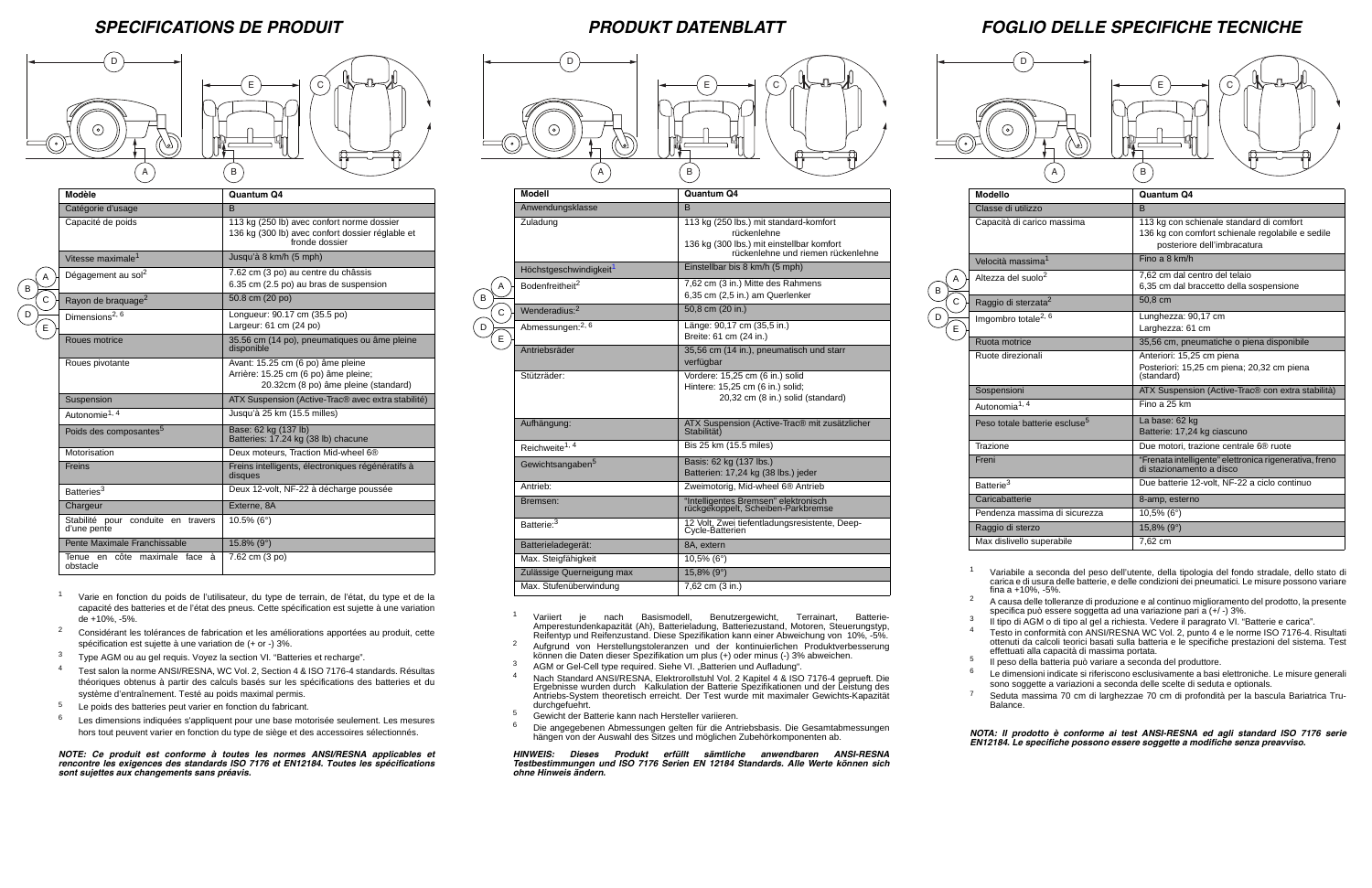# SPECIFICATIONS DE PRODUIT

D

E

C

A

B

| Modèle | Quantum Q4 |
| --- | --- |
| Catégorie d'usage | B |
| Capacité de poids | 113 kg (250 lb) avec confort norme dossier<br>136 kg (300 lb) avec confort dossier réglable et fronde dossier |
| Vitesse maximale[1] | Jusqu'à 8 km/h (5 mph) |
| Dégagement au sol[2] | 7.62 cm (3 po) au centre du châssis<br>6.35 cm (2.5 po) au bras de suspension |
| Rayon de braquage[2] | 50.8 cm (20 po) |
| Dimensions[2, 6] | Longueur: 90.17 cm (35.5 po)<br>Largeur: 61 cm (24 po) |
| Roues motrice | 35.56 cm (14 po), pneumatiques ou âme pleine disponible |
| Roues pivotante | Avant: 15.25 cm (6 po) âme pleine<br>Arrière: 15.25 cm (6 po) âme pleine;<br>20.32cm (8 po) âme pleine (standard) |
| Suspension | ATX Suspension (Active-Trac® avec extra stabilité) |
| Autonomie[1, 4] | Jusqu'à 25 km (15.5 milles) |
| Poids des composantes[5] | Base: 62 kg (137 lb)<br>Batteries: 17.24 kg (38 lb) chacune |
| Motorisation | Deux moteurs, Traction Mid-wheel 6® |
| Freins | Freins intelligents, électroniques régénératifs à disques |
| Batteries[3] | Deux 12-volt, NF-22 à décharge poussée |
| Chargeur | Externe, 8A |
| Stabilité pour conduite en travers d'une pente | 10.5% (6°) |
| Pente Maximale Franchissable | 15.8% (9°) |
| Tenue en côte maximale face à obstacle | 7.62 cm (3 po) |

1 Varie en fonction du poids de l'utilisateur, du type de terrain, de l'état, du type et de la capacité des batteries et de l'état des pneus. Cette spécification est sujette à une variation de +10%, -5%.

2 Considérant les tolérances de fabrication et les améliorations apportées au produit, cette spécification est sujette à une variation de (+ or -) 3%.

3 Type AGM ou au gel requis. Voyez la section VI. "Batteries et recharge".

4 Test salon la norme ANSI/RESNA, WC Vol. 2, Section 4 & ISO 7176-4 standards. Résultas théoriques obtenus à partir des calculs basés sur les spécifications des batteries et du système d'entraînement. Testé au poids maximal permis.

5 Le poids des batteries peut varier en fonction du fabricant.

6 Les dimensions indiquées s'appliquent pour une base motorisée seulement. Les mesures hors tout peuvent varier en fonction du type de siège et des accessoires sélectionnés.

***NOTE: Ce produit est conforme à toutes les normes ANSI/RESNA applicables et rencontre les exigences des standards ISO 7176 et EN12184. Toutes les spécifications sont sujettes aux changements sans préavis.***

# PRODUKT DATENBLATT

D

E

C

A

B

| Modell | Quantum Q4 |
| --- | --- |
| Anwendungsklasse | B |
| Zuladung | 113 kg (250 lbs.) mit standard-komfort rückenlehne<br>136 kg (300 lbs.) mit einstellbar komfort rückenlehne und riemen rückenlehne |
| Höchstgeschwindigkeit[1] | Einstellbar bis 8 km/h (5 mph) |
| Bodenfreiheit[2] | 7,62 cm (3 in.) Mitte des Rahmens<br>6,35 cm (2,5 in.) am Querlenker |
| Wenderadius:[2] | 50,8 cm (20 in.) |
| Abmessungen:[2, 6] | Länge: 90,17 cm (35,5 in.)<br>Breite: 61 cm (24 in.) |
| Antriebsräder | 35,56 cm (14 in.), pneumatisch und starr verfügbar |
| Stützräder: | Vordere: 15,25 cm (6 in.) solid<br>Hintere: 15,25 cm (6 in.) solid;<br>20,32 cm (8 in.) solid (standard) |
| Aufhängung: | ATX Suspension (Active-Trac® mit zusätzlicher Stabilität) |
| Reichweite[1, 4] | Bis 25 km (15.5 miles) |
| Gewichtsangaben[5] | Basis: 62 kg (137 lbs.)<br>Batterien: 17,24 kg (38 lbs.) jeder |
| Antrieb: | Zweimotorig, Mid-wheel 6® Antrieb |
| Bremsen: | "Intelligentes Bremsen" elektronisch rückgekoppelt, Scheiben-Parkbremse |
| Batterie:[3] | 12 Volt, Zwei tiefentladungsresistente, Deep-Cycle-Batterien |
| Batterieladegerät: | 8A, extern |
| Max. Steigfähigkeit | 10,5% (6°) |
| Zulässige Querneigung max | 15,8% (9°) |
| Max. Stufenüberwindung | 7,62 cm (3 in.) |

1 Variiert je nach Basismodell, Benutzergewicht, Terrainart, Batterie-Amperestundenkapazität (Ah), Batterieladung, Batteriezustand, Motoren, Steuerungstyp, Reifentyp und Reifenzustand. Diese Spezifikation kann einer Abweichung von 10%, -5%.

2 Aufgrund von Herstellungstoleranzen und der kontinuierlichen Produktverbesserung können die Daten dieser Spezifikation um plus (+) oder minus (-) 3% abweichen.

3 AGM or Gel-Cell type required. Siehe VI. „Batterien und Aufladung".

4 Nach Standard ANSI/RESNA, Elektrorollstuhl Vol. 2 Kapitel 4 & ISO 7176-4 geprueft. Die Ergebnisse wurden durch Kalkulation der Batterie Spezifikationen und der Leistung des Antriebs-System theoretisch erreicht. Der Test wurde mit maximaler Gewichts-Kapazität durchgefuehrt.

5 Gewicht der Batterie kann nach Hersteller variieren.

6 Die angegebenen Abmessungen gelten für die Antriebsbasis. Die Gesamtabmessungen hängen von der Auswahl des Sitzes und möglichen Zubehörkomponenten ab.

***HINWEIS: Dieses Produkt erfüllt sämtliche anwendbaren ANSI-RESNA Testbestimmungen und ISO 7176 Serien EN 12184 Standards. Alle Werte können sich ohne Hinweis ändern.***

# FOGLIO DELLE SPECIFICHE TECNICHE

D

E

C

A

B

| Modello | Quantum Q4 |
| --- | --- |
| Classe di utilizzo | B |
| Capacità di carico massima | 113 kg con schienale standard di comfort<br>136 kg con comfort schienale regolabile e sedile posteriore dell'imbracatura |
| Velocità massima[1] | Fino a 8 km/h |
| Altezza del suolo[2] | 7,62 cm dal centro del telaio<br>6,35 cm dal braccetto della sospensione |
| Raggio di sterzata[2] | 50,8 cm |
| Imgombro totale[2, 6] | Lunghezza: 90,17 cm<br>Larghezza: 61 cm |
| Ruota motrice | 35,56 cm, pneumatiche o piena disponibile |
| Ruote direzionali | Anteriori: 15,25 cm piena<br>Posteriori: 15,25 cm piena; 20,32 cm piena (standard) |
| Sospensioni | ATX Suspension (Active-Trac® con extra stabilità) |
| Autonomia[1, 4] | Fino a 25 km |
| Peso totale batterie escluse[5] | La base: 62 kg<br>Batterie: 17,24 kg ciascuno |
| Trazione | Due motori, trazione centrale 6® ruote |
| Freni | "Frenata intelligente" elettronica rigenerativa, freno di stazionamento a disco |
| Batterie[3] | Due batterie 12-volt, NF-22 a ciclo continuo |
| Caricabatterie | 8-amp, esterno |
| Pendenza massima di sicurezza | 10,5% (6°) |
| Raggio di sterzo | 15,8% (9°) |
| Max dislivello superabile | 7,62 cm |

1 Variabile a seconda del peso dell'utente, della tipologia del fondo stradale, dello stato di carica e di usura delle batterie, e delle condizioni dei pneumatici. Le misure possono variare fina a +10%, -5%.

2 A causa delle tolleranze di produzione e al continuo miglioramento del prodotto, la presente specifica può essere soggetta ad una variazione pari a (+/ -) 3%.

3 Il tipo di AGM o di tipo al gel a richiesta. Vedere il paragrato VI. "Batterie e carica".

4 Testo in conformità con ANSI/RESNA WC Vol. 2, punto 4 e le norme ISO 7176-4. Risultati ottenuti da calcoli teorici basati sulla batteria e le specifiche prestazioni del sistema. Test effettuati alla capacità di massima portata.

5 Il peso della batteria può variare a seconda del produttore.

6 Le dimensioni indicate si riferiscono esclusivamente a basi elettroniche. Le misure generali sono soggette a variazioni a seconda delle scelte di seduta e optionals.

7 Seduta massima 70 cm di larghezzae 70 cm di profondità per la bascula Bariatrica Tru-Balance.

***NOTA: Il prodotto è conforme ai test ANSI-RESNA ed agli standard ISO 7176 serie EN12184. Le specifiche possono essere soggette a modifiche senza preavviso.***